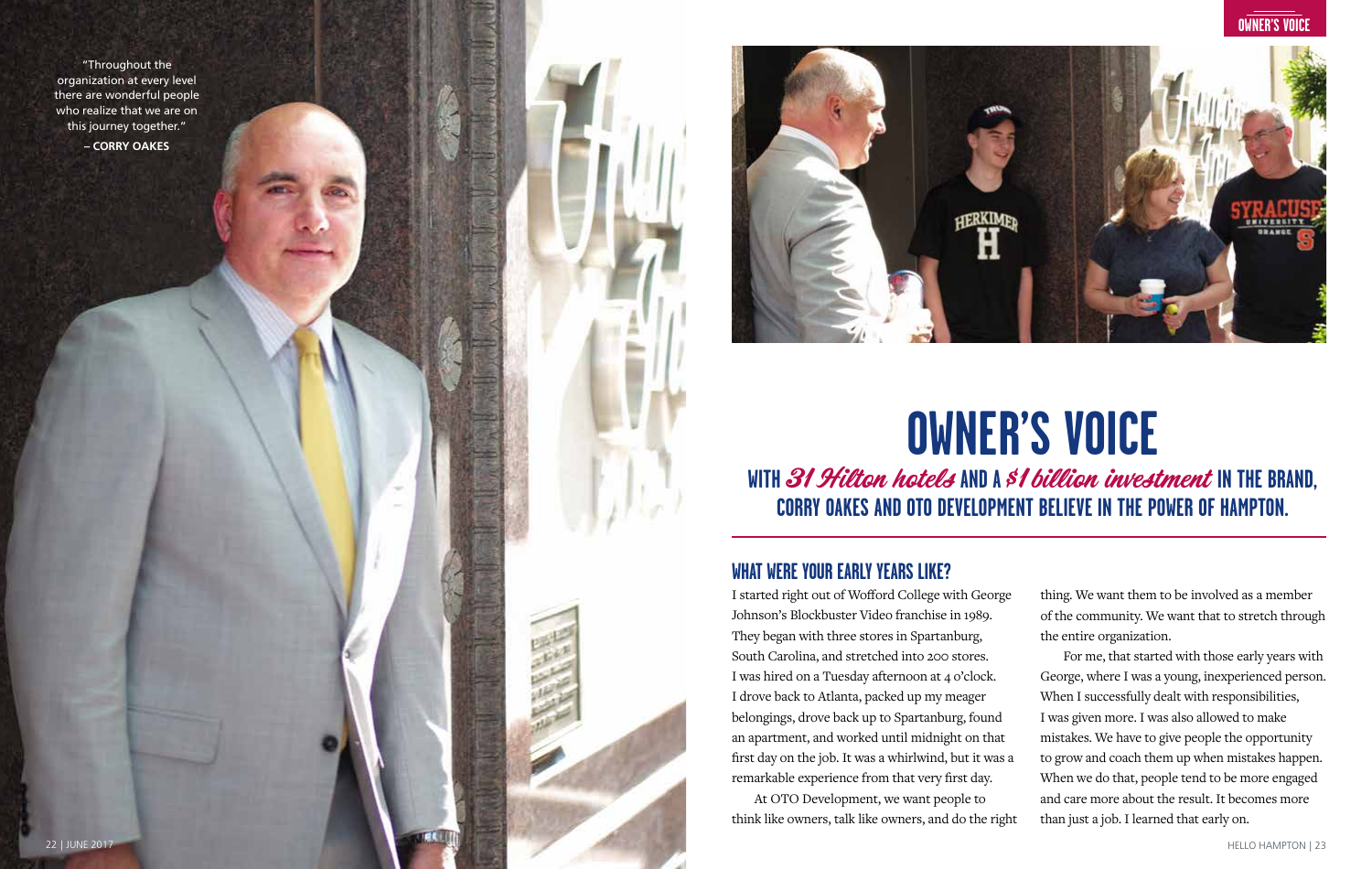"Throughout the organization at every level there are wonderful people who realize that we are on this journey together."

**– CORRY OAKES**

# OWNER'S VOICE

## WITH *31 Hilton hotels* AND A *$1 billion investment* IN THE BRAND, CORRY OAKES AND OTO DEVELOPMENT BELIEVE IN THE POWER OF HAMPTON.

### WHAT WERE YOUR EARLY YEARS LIKE?

I started right out of Wofford College with George Johnson's Blockbuster Video franchise in 1989. They began with three stores in Spartanburg, South Carolina, and stretched into 200 stores. I was hired on a Tuesday afternoon at 4 o'clock. I drove back to Atlanta, packed up my meager belongings, drove back up to Spartanburg, found an apartment, and worked until midnight on that first day on the job. It was a whirlwind, but it was a remarkable experience from that very first day.

At OTO Development, we want people to think like owners, talk like owners, and do the right thing. We want them to be involved as a member of the community. We want that to stretch through the entire organization.

For me, that started with those early years with George, where I was a young, inexperienced person. When I successfully dealt with responsibilities, I was given more. I was also allowed to make mistakes. We have to give people the opportunity to grow and coach them up when mistakes happen. When we do that, people tend to be more engaged and care more about the result. It becomes more than just a job. I learned that early on.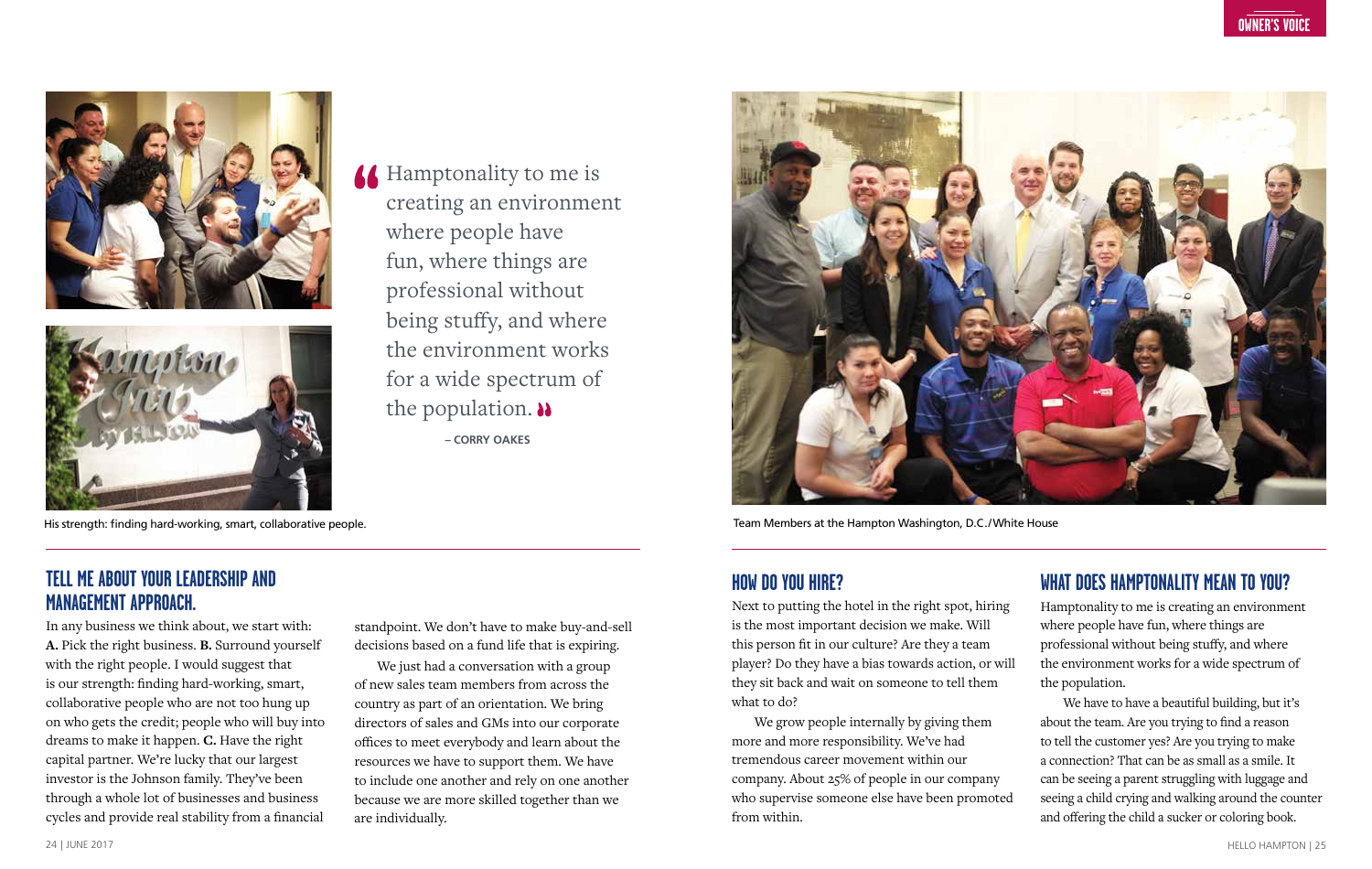> "Hamptonality to me is creating an environment where people have fun, where things are professional without being stuffy, and where the environment works for a wide spectrum of the population."
>
> – CORRY OAKES

His strength: finding hard-working, smart, collaborative people.

Team Members at the Hampton Washington, D.C./White House

## TELL ME ABOUT YOUR LEADERSHIP AND MANAGEMENT APPROACH.

In any business we think about, we start with: **A.** Pick the right business. **B.** Surround yourself with the right people. I would suggest that is our strength: finding hard-working, smart, collaborative people who are not too hung up on who gets the credit; people who will buy into dreams to make it happen. **C.** Have the right capital partner. We're lucky that our largest investor is the Johnson family. They've been through a whole lot of businesses and business cycles and provide real stability from a financial standpoint. We don't have to make buy-and-sell decisions based on a fund life that is expiring.

We just had a conversation with a group of new sales team members from across the country as part of an orientation. We bring directors of sales and GMs into our corporate offices to meet everybody and learn about the resources we have to support them. We have to include one another and rely on one another because we are more skilled together than we are individually.

## HOW DO YOU HIRE?

Next to putting the hotel in the right spot, hiring is the most important decision we make. Will this person fit in our culture? Are they a team player? Do they have a bias towards action, or will they sit back and wait on someone to tell them what to do?

We grow people internally by giving them more and more responsibility. We've had tremendous career movement within our company. About 25% of people in our company who supervise someone else have been promoted from within.

## WHAT DOES HAMPTONALITY MEAN TO YOU?

Hamptonality to me is creating an environment where people have fun, where things are professional without being stuffy, and where the environment works for a wide spectrum of the population.

We have to have a beautiful building, but it's about the team. Are you trying to find a reason to tell the customer yes? Are you trying to make a connection? That can be as small as a smile. It can be seeing a parent struggling with luggage and seeing a child crying and walking around the counter and offering the child a sucker or coloring book.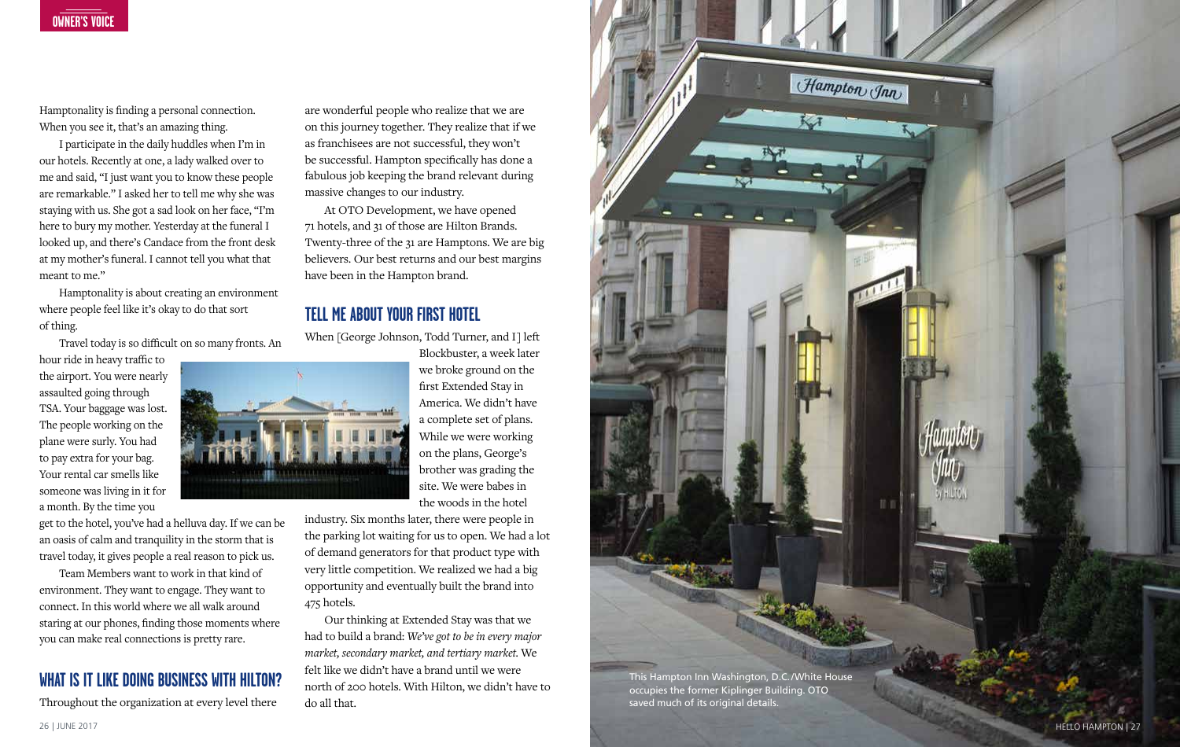Hamptonality is finding a personal connection. When you see it, that's an amazing thing.

I participate in the daily huddles when I'm in our hotels. Recently at one, a lady walked over to me and said, "I just want you to know these people are remarkable." I asked her to tell me why she was staying with us. She got a sad look on her face, "I'm here to bury my mother. Yesterday at the funeral I looked up, and there's Candace from the front desk at my mother's funeral. I cannot tell you what that meant to me."

Hamptonality is about creating an environment where people feel like it's okay to do that sort of thing.

Travel today is so difficult on so many fronts. An hour ride in heavy traffic to the airport. You were nearly assaulted going through TSA. Your baggage was lost. The people working on the plane were surly. You had to pay extra for your bag. Your rental car smells like someone was living in it for a month. By the time you get to the hotel, you've had a helluva day. If we can be an oasis of calm and tranquility in the storm that is travel today, it gives people a real reason to pick us.

Team Members want to work in that kind of environment. They want to engage. They want to connect. In this world where we all walk around staring at our phones, finding those moments where you can make real connections is pretty rare.

## WHAT IS IT LIKE DOING BUSINESS WITH HILTON?

Throughout the organization at every level there are wonderful people who realize that we are on this journey together. They realize that if we as franchisees are not successful, they won't be successful. Hampton specifically has done a fabulous job keeping the brand relevant during massive changes to our industry.

At OTO Development, we have opened 71 hotels, and 31 of those are Hilton Brands. Twenty-three of the 31 are Hamptons. We are big believers. Our best returns and our best margins have been in the Hampton brand.

## TELL ME ABOUT YOUR FIRST HOTEL

When [George Johnson, Todd Turner, and I] left Blockbuster, a week later we broke ground on the first Extended Stay in America. We didn't have a complete set of plans. While we were working on the plans, George's brother was grading the site. We were babes in the woods in the hotel industry. Six months later, there were people in the parking lot waiting for us to open. We had a lot of demand generators for that product type with very little competition. We realized we had a big opportunity and eventually built the brand into 475 hotels.

Our thinking at Extended Stay was that we had to build a brand: *We've got to be in every major market, secondary market, and tertiary market.* We felt like we didn't have a brand until we were north of 200 hotels. With Hilton, we didn't have to do all that.

This Hampton Inn Washington, D.C./White House occupies the former Kiplinger Building. OTO saved much of its original details.